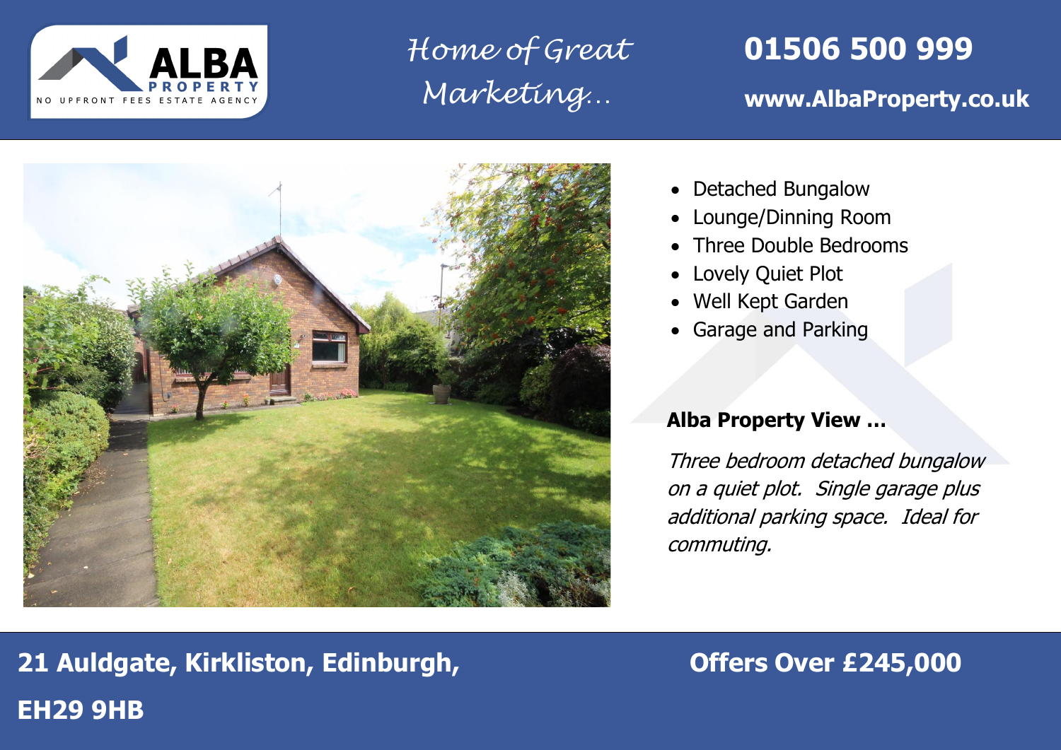ALBA PROPERTY

NO UPFRONT FEES ESTATE AGENCY

*Home of Great Marketing…*

**01506 500 999**

**www.AlbaProperty.co.uk**

- Detached Bungalow
- Lounge/Dinning Room
- Three Double Bedrooms
- Lovely Quiet Plot
- Well Kept Garden
- Garage and Parking

**Alba Property View …**

*Three bedroom detached bungalow on a quiet plot. Single garage plus additional parking space. Ideal for commuting.*

**21 Auldgate, Kirkliston, Edinburgh, EH29 9HB**

**Offers Over £245,000**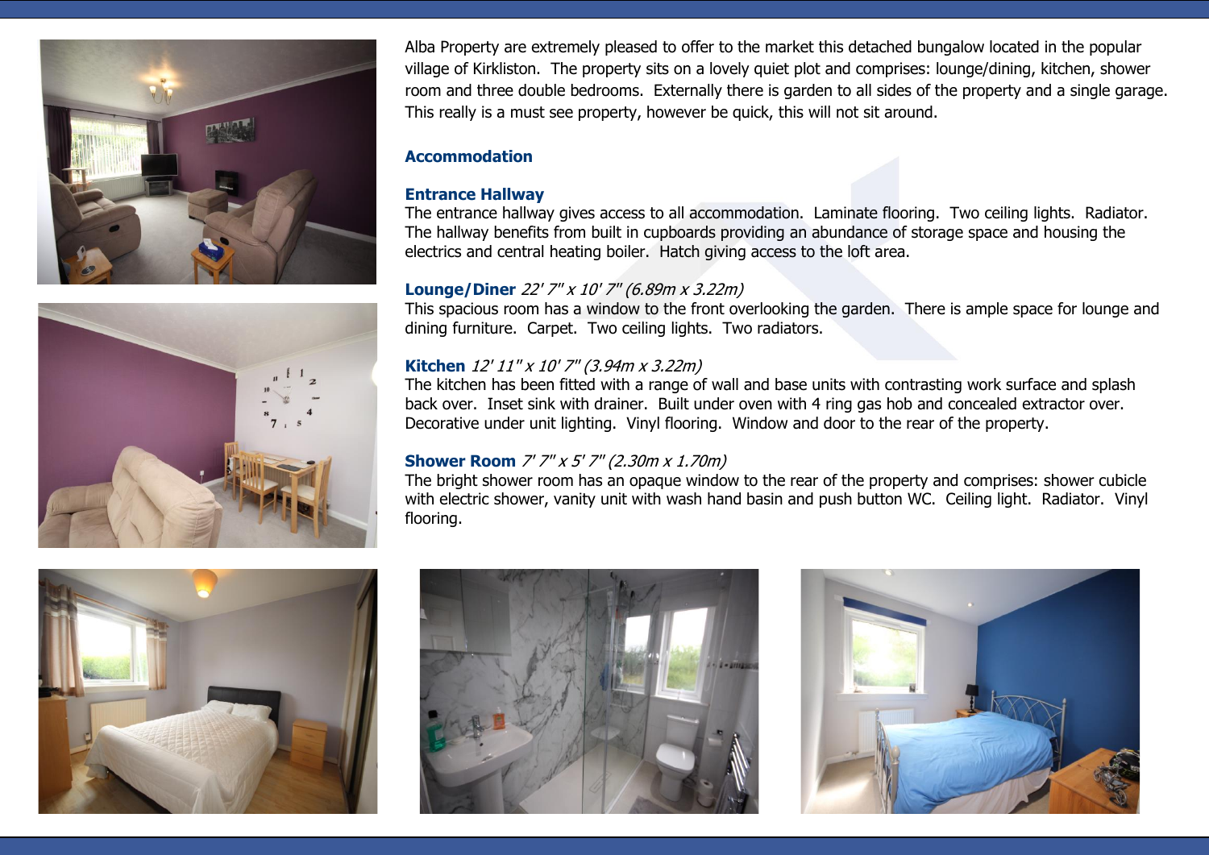Alba Property are extremely pleased to offer to the market this detached bungalow located in the popular village of Kirkliston. The property sits on a lovely quiet plot and comprises: lounge/dining, kitchen, shower room and three double bedrooms. Externally there is garden to all sides of the property and a single garage. This really is a must see property, however be quick, this will not sit around.

## Accommodation

### Entrance Hallway

The entrance hallway gives access to all accommodation. Laminate flooring. Two ceiling lights. Radiator. The hallway benefits from built in cupboards providing an abundance of storage space and housing the electrics and central heating boiler. Hatch giving access to the loft area.

### Lounge/Diner *22' 7" x 10' 7" (6.89m x 3.22m)*

This spacious room has a window to the front overlooking the garden. There is ample space for lounge and dining furniture. Carpet. Two ceiling lights. Two radiators.

### Kitchen *12' 11" x 10' 7" (3.94m x 3.22m)*

The kitchen has been fitted with a range of wall and base units with contrasting work surface and splash back over. Inset sink with drainer. Built under oven with 4 ring gas hob and concealed extractor over. Decorative under unit lighting. Vinyl flooring. Window and door to the rear of the property.

### Shower Room *7' 7" x 5' 7" (2.30m x 1.70m)*

The bright shower room has an opaque window to the rear of the property and comprises: shower cubicle with electric shower, vanity unit with wash hand basin and push button WC. Ceiling light. Radiator. Vinyl flooring.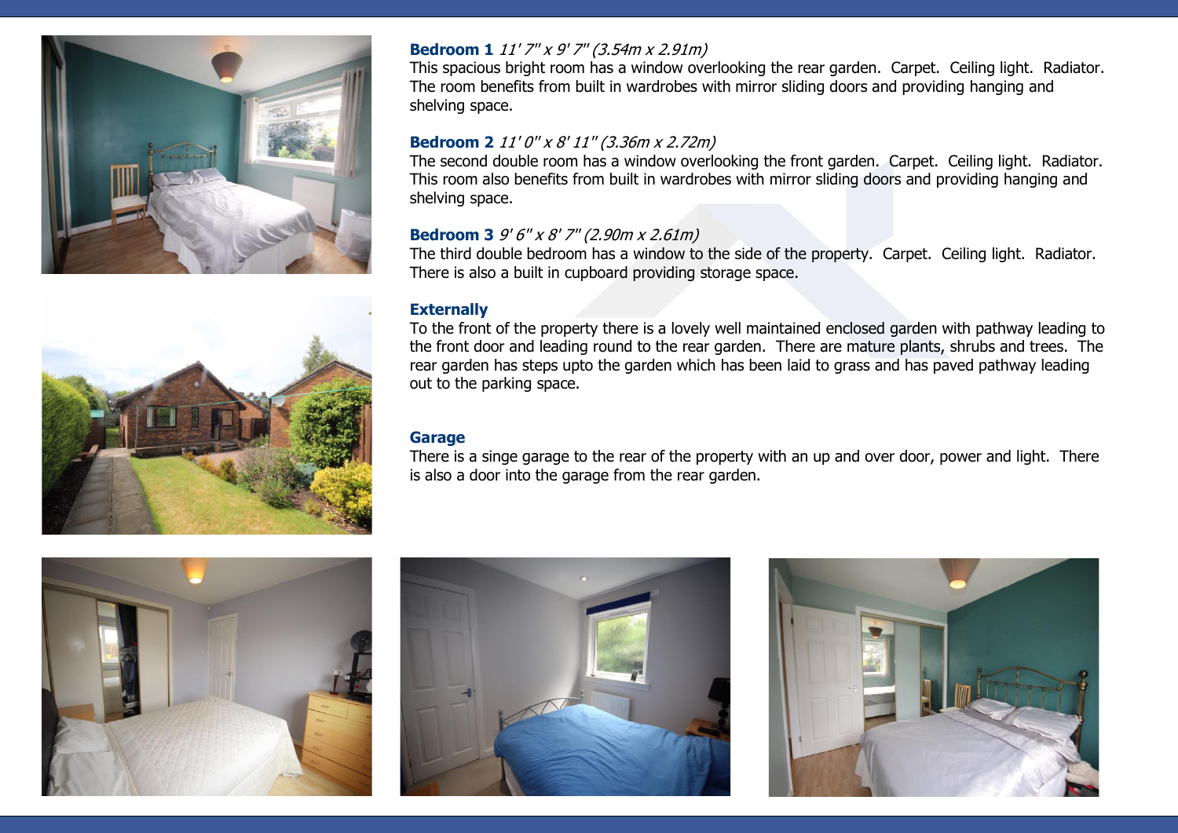**Bedroom 1** *11' 7" x 9' 7" (3.54m x 2.91m)*
This spacious bright room has a window overlooking the rear garden. Carpet. Ceiling light. Radiator. The room benefits from built in wardrobes with mirror sliding doors and providing hanging and shelving space.

**Bedroom 2** *11' 0" x 8' 11" (3.36m x 2.72m)*
The second double room has a window overlooking the front garden. Carpet. Ceiling light. Radiator. This room also benefits from built in wardrobes with mirror sliding doors and providing hanging and shelving space.

**Bedroom 3** *9' 6" x 8' 7" (2.90m x 2.61m)*
The third double bedroom has a window to the side of the property. Carpet. Ceiling light. Radiator. There is also a built in cupboard providing storage space.

**Externally**
To the front of the property there is a lovely well maintained enclosed garden with pathway leading to the front door and leading round to the rear garden. There are mature plants, shrubs and trees. The rear garden has steps upto the garden which has been laid to grass and has paved pathway leading out to the parking space.

**Garage**
There is a singe garage to the rear of the property with an up and over door, power and light. There is also a door into the garage from the rear garden.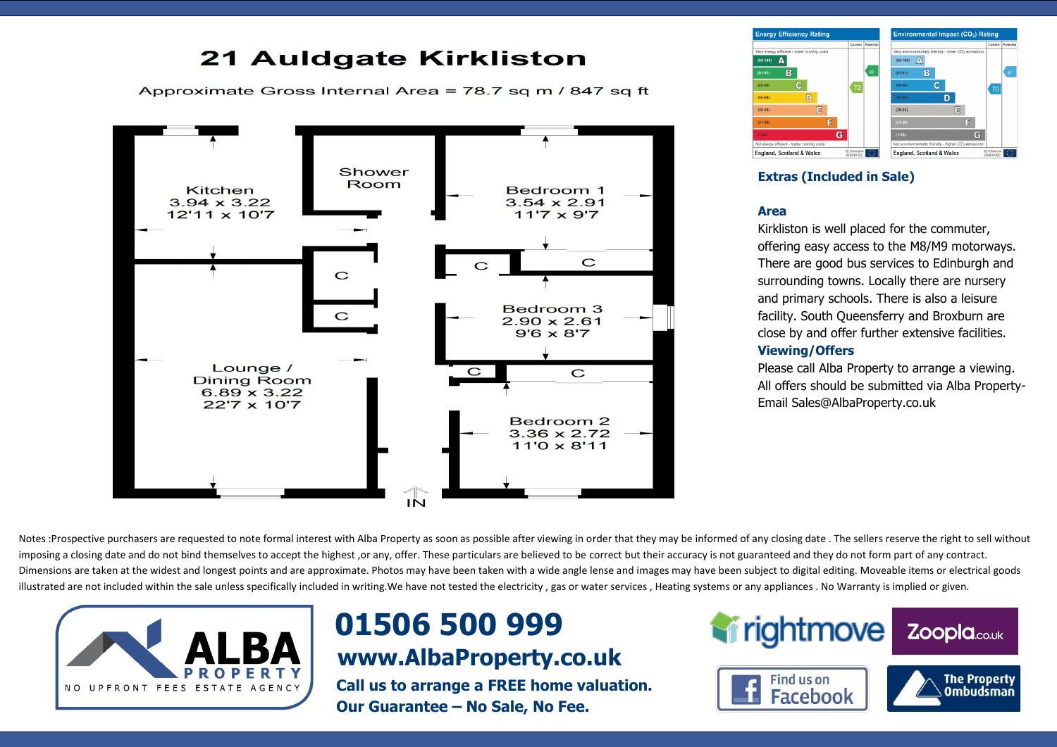# 21 Auldgate Kirkliston

Approximate Gross Internal Area = 78.7 sq m / 847 sq ft

Kitchen
3.94 x 3.22
12'11 x 10'7

Shower Room

Bedroom 1
3.54 x 2.91
11'7 x 9'7

C

C

C

C

Bedroom 3
2.90 x 2.61
9'6 x 8'7

Lounge / Dining Room
6.89 x 3.22
22'7 x 10'7

C

C

Bedroom 2
3.36 x 2.72
11'0 x 8'11

IN

Energy Efficiency Rating

Current: 72
Potential: 88

Environmental Impact ($CO_2$) Rating

Current: 70
Potential: 87

England, Scotland & Wales

## Extras (Included in Sale)

## Area

Kirkliston is well placed for the commuter, offering easy access to the M8/M9 motorways. There are good bus services to Edinburgh and surrounding towns. Locally there are nursery and primary schools. There is also a leisure facility. South Queensferry and Broxburn are close by and offer further extensive facilities.

## Viewing/Offers

Please call Alba Property to arrange a viewing. All offers should be submitted via Alba Property-Email Sales@AlbaProperty.co.uk

Notes :Prospective purchasers are requested to note formal interest with Alba Property as soon as possible after viewing in order that they may be informed of any closing date . The sellers reserve the right to sell without imposing a closing date and do not bind themselves to accept the highest ,or any, offer. These particulars are believed to be correct but their accuracy is not guaranteed and they do not form part of any contract. Dimensions are taken at the widest and longest points and are approximate. Photos may have been taken with a wide angle lense and images may have been subject to digital editing. Moveable items or electrical goods illustrated are not included within the sale unless specifically included in writing.We have not tested the electricity , gas or water services , Heating systems or any appliances . No Warranty is implied or given.

ALBA PROPERTY
NO UPFRONT FEES ESTATE AGENCY

**01506 500 999**

**www.AlbaProperty.co.uk**

**Call us to arrange a FREE home valuation.**

**Our Guarantee – No Sale, No Fee.**

rightmove

Zoopla.co.uk

Find us on Facebook

The Property Ombudsman